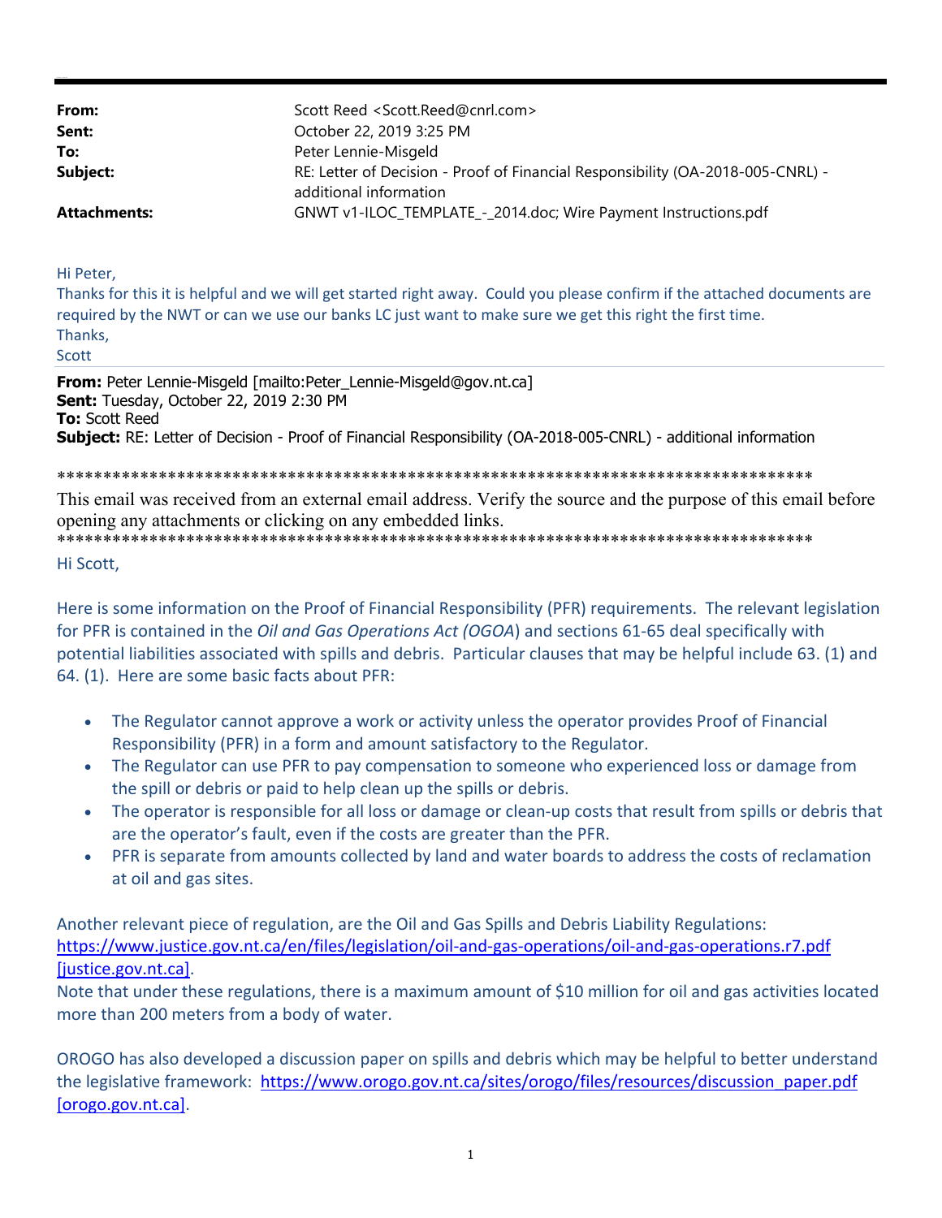| | |
|---|---|
| **From:** | Scott Reed <Scott.Reed@cnrl.com> |
| **Sent:** | October 22, 2019 3:25 PM |
| **To:** | Peter Lennie-Misgeld |
| **Subject:** | RE: Letter of Decision - Proof of Financial Responsibility (OA-2018-005-CNRL) - additional information |
| **Attachments:** | GNWT v1-ILOC_TEMPLATE_-_2014.doc; Wire Payment Instructions.pdf |

Hi Peter,
Thanks for this it is helpful and we will get started right away. Could you please confirm if the attached documents are required by the NWT or can we use our banks LC just want to make sure we get this right the first time.
Thanks,
Scott

**From:** Peter Lennie-Misgeld [mailto:Peter_Lennie-Misgeld@gov.nt.ca]
**Sent:** Tuesday, October 22, 2019 2:30 PM
**To:** Scott Reed
**Subject:** RE: Letter of Decision - Proof of Financial Responsibility (OA-2018-005-CNRL) - additional information

*************************************************************************************
This email was received from an external email address. Verify the source and the purpose of this email before opening any attachments or clicking on any embedded links.
*************************************************************************************

Hi Scott,

Here is some information on the Proof of Financial Responsibility (PFR) requirements. The relevant legislation for PFR is contained in the *Oil and Gas Operations Act (OGOA*) and sections 61-65 deal specifically with potential liabilities associated with spills and debris. Particular clauses that may be helpful include 63. (1) and 64. (1). Here are some basic facts about PFR:

- The Regulator cannot approve a work or activity unless the operator provides Proof of Financial Responsibility (PFR) in a form and amount satisfactory to the Regulator.
- The Regulator can use PFR to pay compensation to someone who experienced loss or damage from the spill or debris or paid to help clean up the spills or debris.
- The operator is responsible for all loss or damage or clean-up costs that result from spills or debris that are the operator's fault, even if the costs are greater than the PFR.
- PFR is separate from amounts collected by land and water boards to address the costs of reclamation at oil and gas sites.

Another relevant piece of regulation, are the Oil and Gas Spills and Debris Liability Regulations:
https://www.justice.gov.nt.ca/en/files/legislation/oil-and-gas-operations/oil-and-gas-operations.r7.pdf [justice.gov.nt.ca].
Note that under these regulations, there is a maximum amount of $10 million for oil and gas activities located more than 200 meters from a body of water.

OROGO has also developed a discussion paper on spills and debris which may be helpful to better understand the legislative framework: https://www.orogo.gov.nt.ca/sites/orogo/files/resources/discussion_paper.pdf [orogo.gov.nt.ca].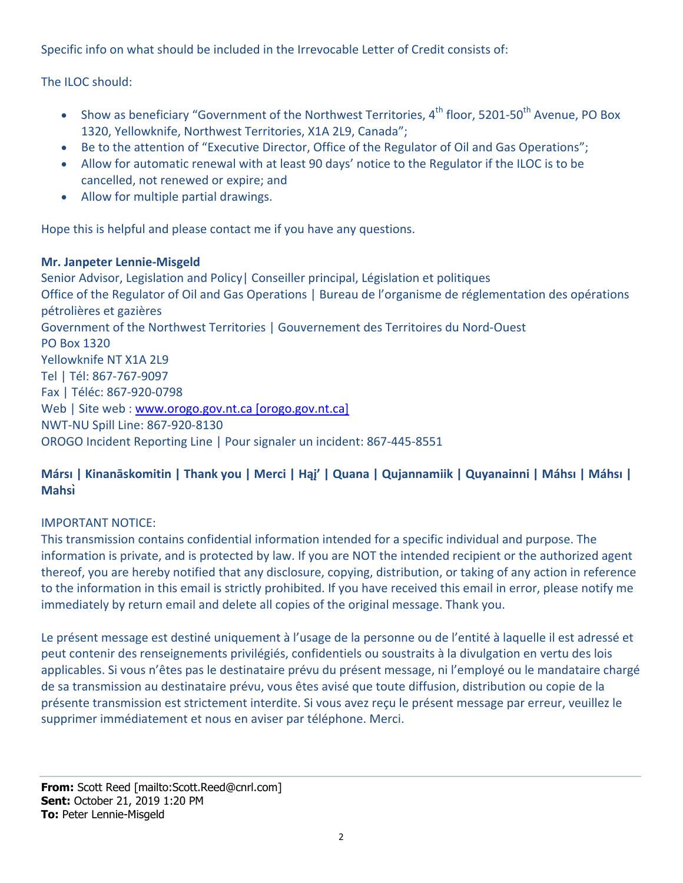Specific info on what should be included in the Irrevocable Letter of Credit consists of:

The ILOC should:

- Show as beneficiary "Government of the Northwest Territories, 4th floor, 5201-50th Avenue, PO Box 1320, Yellowknife, Northwest Territories, X1A 2L9, Canada";
- Be to the attention of "Executive Director, Office of the Regulator of Oil and Gas Operations";
- Allow for automatic renewal with at least 90 days' notice to the Regulator if the ILOC is to be cancelled, not renewed or expire; and
- Allow for multiple partial drawings.

Hope this is helpful and please contact me if you have any questions.

**Mr. Janpeter Lennie-Misgeld**
Senior Advisor, Legislation and Policy| Conseiller principal, Législation et politiques
Office of the Regulator of Oil and Gas Operations | Bureau de l'organisme de réglementation des opérations pétrolières et gazières
Government of the Northwest Territories | Gouvernement des Territoires du Nord-Ouest
PO Box 1320
Yellowknife NT X1A 2L9
Tel | Tél: 867-767-9097
Fax | Téléc: 867-920-0798
Web | Site web : www.orogo.gov.nt.ca [orogo.gov.nt.ca]
NWT-NU Spill Line: 867-920-8130
OROGO Incident Reporting Line | Pour signaler un incident: 867-445-8551

**Mársı | Kinanāskomitin | Thank you | Merci | Hąį' | Quana | Qujannamiik | Quyanainni | Máhsı | Máhsı | Mahsì**

IMPORTANT NOTICE:
This transmission contains confidential information intended for a specific individual and purpose. The information is private, and is protected by law. If you are NOT the intended recipient or the authorized agent thereof, you are hereby notified that any disclosure, copying, distribution, or taking of any action in reference to the information in this email is strictly prohibited. If you have received this email in error, please notify me immediately by return email and delete all copies of the original message. Thank you.

Le présent message est destiné uniquement à l'usage de la personne ou de l'entité à laquelle il est adressé et peut contenir des renseignements privilégiés, confidentiels ou soustraits à la divulgation en vertu des lois applicables. Si vous n'êtes pas le destinataire prévu du présent message, ni l'employé ou le mandataire chargé de sa transmission au destinataire prévu, vous êtes avisé que toute diffusion, distribution ou copie de la présente transmission est strictement interdite. Si vous avez reçu le présent message par erreur, veuillez le supprimer immédiatement et nous en aviser par téléphone. Merci.

---

**From:** Scott Reed [mailto:Scott.Reed@cnrl.com]
**Sent:** October 21, 2019 1:20 PM
**To:** Peter Lennie-Misgeld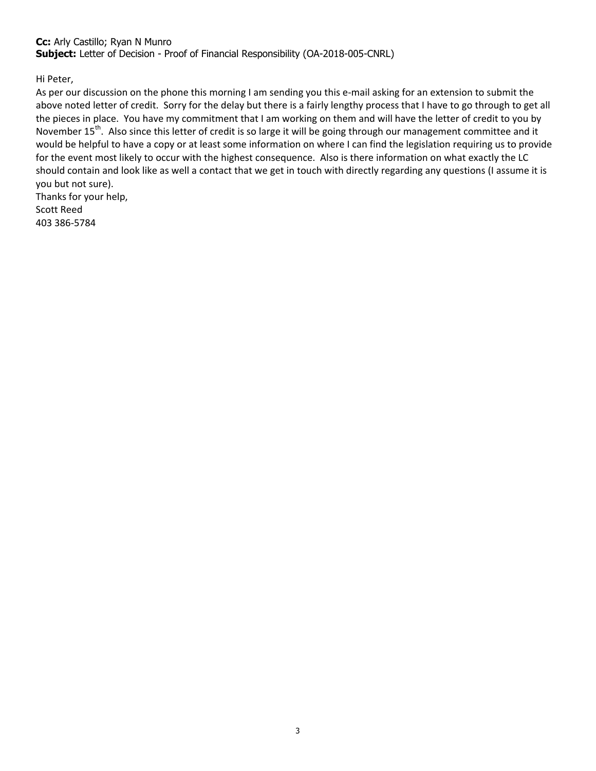**Cc:** Arly Castillo; Ryan N Munro
**Subject:** Letter of Decision - Proof of Financial Responsibility (OA-2018-005-CNRL)

Hi Peter,

As per our discussion on the phone this morning I am sending you this e-mail asking for an extension to submit the above noted letter of credit. Sorry for the delay but there is a fairly lengthy process that I have to go through to get all the pieces in place. You have my commitment that I am working on them and will have the letter of credit to you by November 15th. Also since this letter of credit is so large it will be going through our management committee and it would be helpful to have a copy or at least some information on where I can find the legislation requiring us to provide for the event most likely to occur with the highest consequence. Also is there information on what exactly the LC should contain and look like as well a contact that we get in touch with directly regarding any questions (I assume it is you but not sure).

Thanks for your help,
Scott Reed
403 386-5784